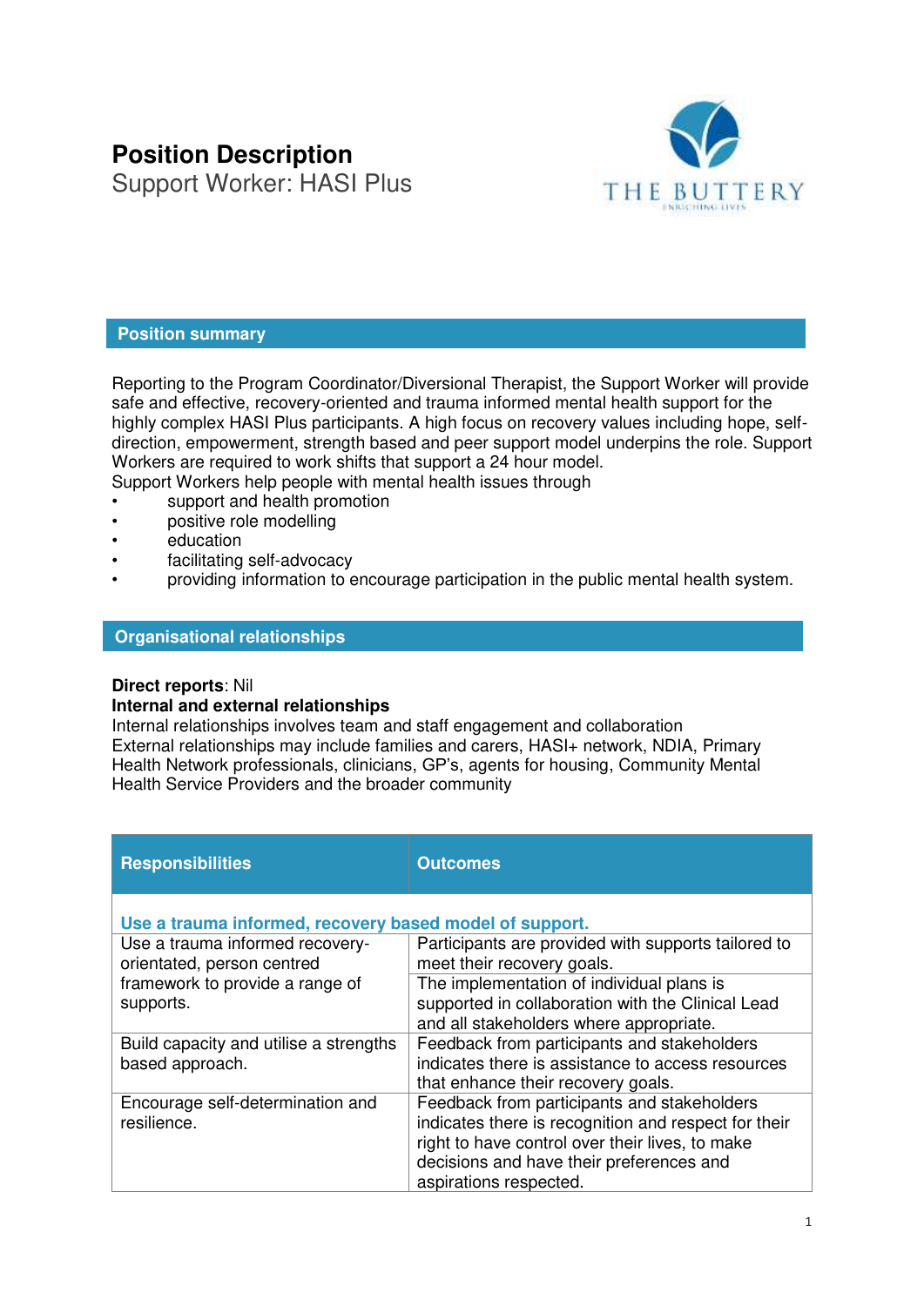# Position Description

Support Worker: HASI Plus

## Position summary

Reporting to the Program Coordinator/Diversional Therapist, the Support Worker will provide safe and effective, recovery-oriented and trauma informed mental health support for the highly complex HASI Plus participants. A high focus on recovery values including hope, self-direction, empowerment, strength based and peer support model underpins the role. Support Workers are required to work shifts that support a 24 hour model.

Support Workers help people with mental health issues through

- support and health promotion
- positive role modelling
- education
- facilitating self-advocacy
- providing information to encourage participation in the public mental health system.

## Organisational relationships

**Direct reports**: Nil

**Internal and external relationships**

Internal relationships involves team and staff engagement and collaboration

External relationships may include families and carers, HASI+ network, NDIA, Primary Health Network professionals, clinicians, GP's, agents for housing, Community Mental Health Service Providers and the broader community

| Responsibilities | Outcomes |
|---|---|
| **Use a trauma informed, recovery based model of support.** | |
| Use a trauma informed recovery-orientated, person centred framework to provide a range of supports. | Participants are provided with supports tailored to meet their recovery goals. |
| | The implementation of individual plans is supported in collaboration with the Clinical Lead and all stakeholders where appropriate. |
| Build capacity and utilise a strengths based approach. | Feedback from participants and stakeholders indicates there is assistance to access resources that enhance their recovery goals. |
| Encourage self-determination and resilience. | Feedback from participants and stakeholders indicates there is recognition and respect for their right to have control over their lives, to make decisions and have their preferences and aspirations respected. |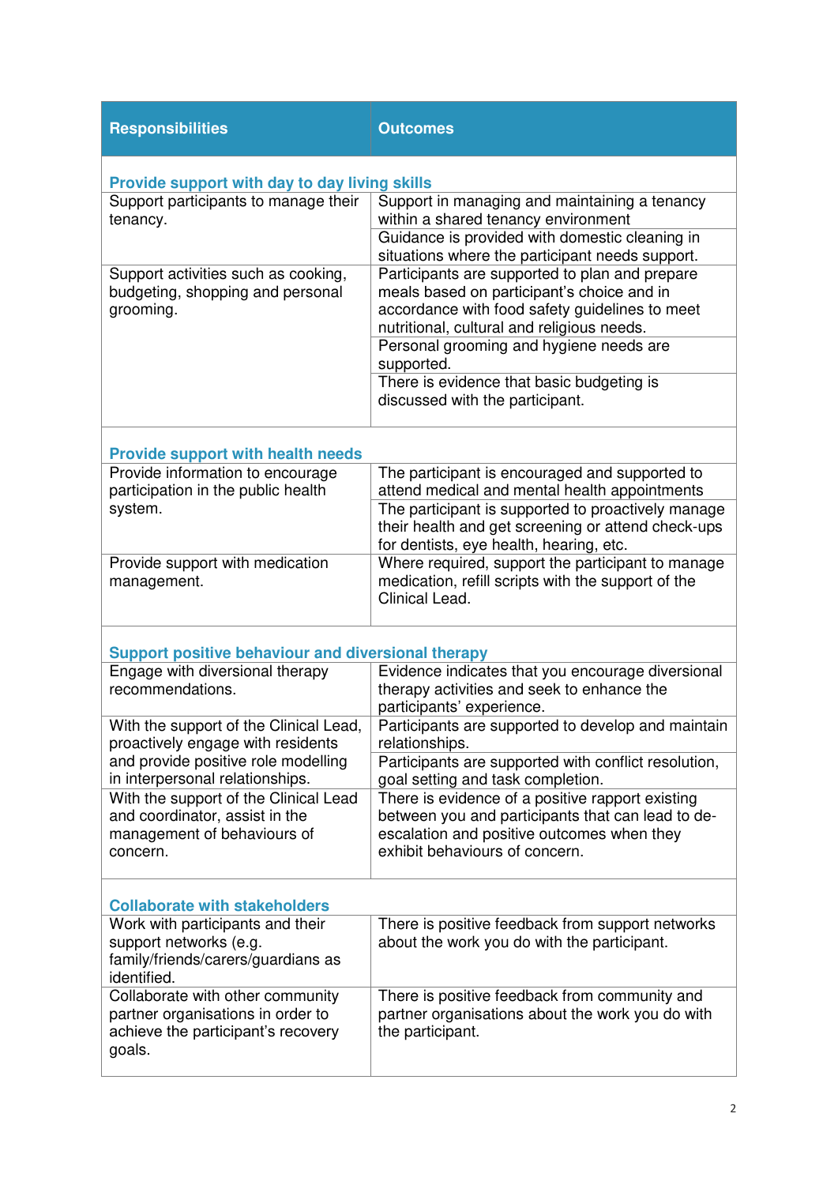| Responsibilities | Outcomes |
| --- | --- |
| **Provide support with day to day living skills** | |
| Support participants to manage their tenancy. | Support in managing and maintaining a tenancy within a shared tenancy environment |
| | Guidance is provided with domestic cleaning in situations where the participant needs support. |
| Support activities such as cooking, budgeting, shopping and personal grooming. | Participants are supported to plan and prepare meals based on participant's choice and in accordance with food safety guidelines to meet nutritional, cultural and religious needs. |
| | Personal grooming and hygiene needs are supported. |
| | There is evidence that basic budgeting is discussed with the participant. |
| **Provide support with health needs** | |
| Provide information to encourage participation in the public health system. | The participant is encouraged and supported to attend medical and mental health appointments |
| | The participant is supported to proactively manage their health and get screening or attend check-ups for dentists, eye health, hearing, etc. |
| Provide support with medication management. | Where required, support the participant to manage medication, refill scripts with the support of the Clinical Lead. |
| **Support positive behaviour and diversional therapy** | |
| Engage with diversional therapy recommendations. | Evidence indicates that you encourage diversional therapy activities and seek to enhance the participants' experience. |
| With the support of the Clinical Lead, proactively engage with residents and provide positive role modelling in interpersonal relationships. | Participants are supported to develop and maintain relationships. |
| | Participants are supported with conflict resolution, goal setting and task completion. |
| With the support of the Clinical Lead and coordinator, assist in the management of behaviours of concern. | There is evidence of a positive rapport existing between you and participants that can lead to de-escalation and positive outcomes when they exhibit behaviours of concern. |
| **Collaborate with stakeholders** | |
| Work with participants and their support networks (e.g. family/friends/carers/guardians as identified. | There is positive feedback from support networks about the work you do with the participant. |
| Collaborate with other community partner organisations in order to achieve the participant's recovery goals. | There is positive feedback from community and partner organisations about the work you do with the participant. |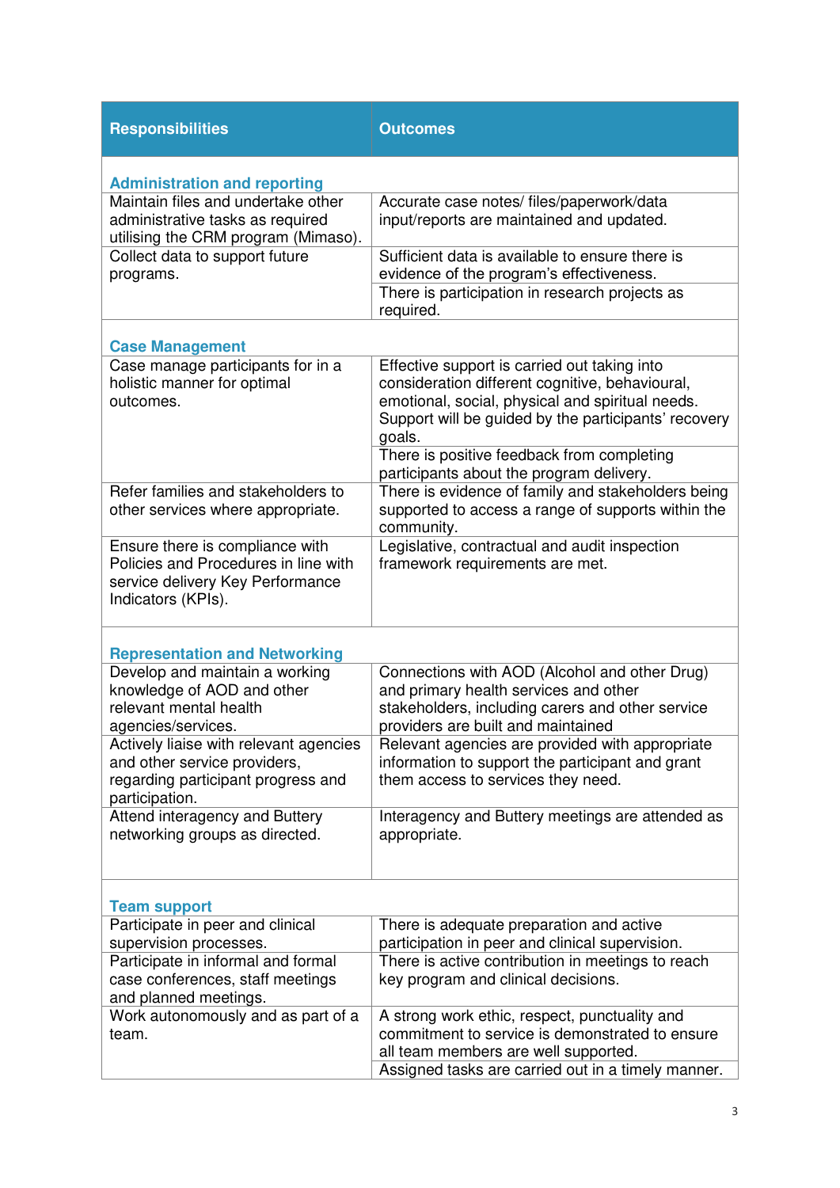| Responsibilities | Outcomes |
|---|---|
| **Administration and reporting** | |
| Maintain files and undertake other administrative tasks as required utilising the CRM program (Mimaso). | Accurate case notes/ files/paperwork/data input/reports are maintained and updated. |
| Collect data to support future programs. | Sufficient data is available to ensure there is evidence of the program's effectiveness. |
| | There is participation in research projects as required. |
| **Case Management** | |
| Case manage participants for in a holistic manner for optimal outcomes. | Effective support is carried out taking into consideration different cognitive, behavioural, emotional, social, physical and spiritual needs. Support will be guided by the participants' recovery goals. |
| | There is positive feedback from completing participants about the program delivery. |
| Refer families and stakeholders to other services where appropriate. | There is evidence of family and stakeholders being supported to access a range of supports within the community. |
| Ensure there is compliance with Policies and Procedures in line with service delivery Key Performance Indicators (KPIs). | Legislative, contractual and audit inspection framework requirements are met. |
| **Representation and Networking** | |
| Develop and maintain a working knowledge of AOD and other relevant mental health agencies/services. | Connections with AOD (Alcohol and other Drug) and primary health services and other stakeholders, including carers and other service providers are built and maintained |
| Actively liaise with relevant agencies and other service providers, regarding participant progress and participation. | Relevant agencies are provided with appropriate information to support the participant and grant them access to services they need. |
| Attend interagency and Buttery networking groups as directed. | Interagency and Buttery meetings are attended as appropriate. |
| **Team support** | |
| Participate in peer and clinical supervision processes. | There is adequate preparation and active participation in peer and clinical supervision. |
| Participate in informal and formal case conferences, staff meetings and planned meetings. | There is active contribution in meetings to reach key program and clinical decisions. |
| Work autonomously and as part of a team. | A strong work ethic, respect, punctuality and commitment to service is demonstrated to ensure all team members are well supported. |
| | Assigned tasks are carried out in a timely manner. |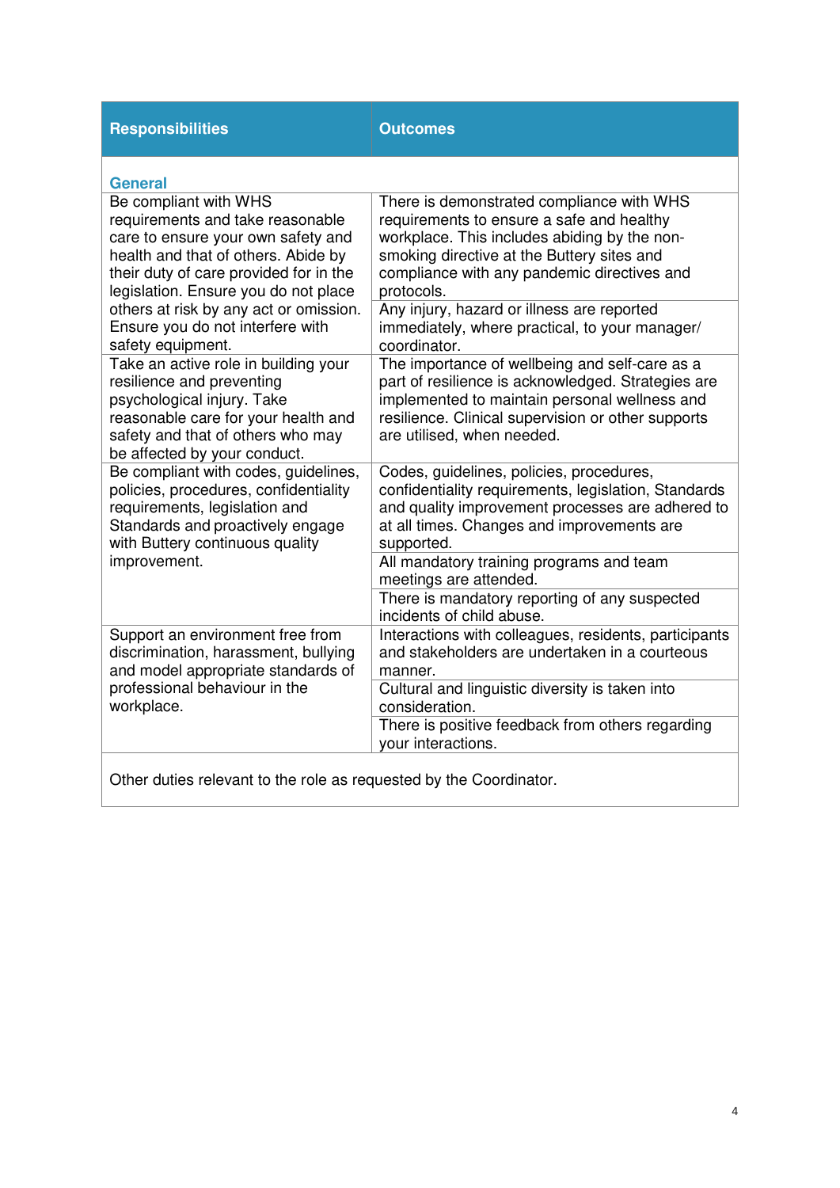| Responsibilities | Outcomes |
| --- | --- |
| **General** | |
| Be compliant with WHS requirements and take reasonable care to ensure your own safety and health and that of others. Abide by their duty of care provided for in the legislation. Ensure you do not place others at risk by any act or omission. Ensure you do not interfere with safety equipment. | There is demonstrated compliance with WHS requirements to ensure a safe and healthy workplace. This includes abiding by the non-smoking directive at the Buttery sites and compliance with any pandemic directives and protocols. |
| | Any injury, hazard or illness are reported immediately, where practical, to your manager/ coordinator. |
| Take an active role in building your resilience and preventing psychological injury. Take reasonable care for your health and safety and that of others who may be affected by your conduct. | The importance of wellbeing and self-care as a part of resilience is acknowledged. Strategies are implemented to maintain personal wellness and resilience. Clinical supervision or other supports are utilised, when needed. |
| Be compliant with codes, guidelines, policies, procedures, confidentiality requirements, legislation and Standards and proactively engage with Buttery continuous quality improvement. | Codes, guidelines, policies, procedures, confidentiality requirements, legislation, Standards and quality improvement processes are adhered to at all times. Changes and improvements are supported. |
| | All mandatory training programs and team meetings are attended. |
| | There is mandatory reporting of any suspected incidents of child abuse. |
| Support an environment free from discrimination, harassment, bullying and model appropriate standards of professional behaviour in the workplace. | Interactions with colleagues, residents, participants and stakeholders are undertaken in a courteous manner. |
| | Cultural and linguistic diversity is taken into consideration. |
| | There is positive feedback from others regarding your interactions. |
| Other duties relevant to the role as requested by the Coordinator. | |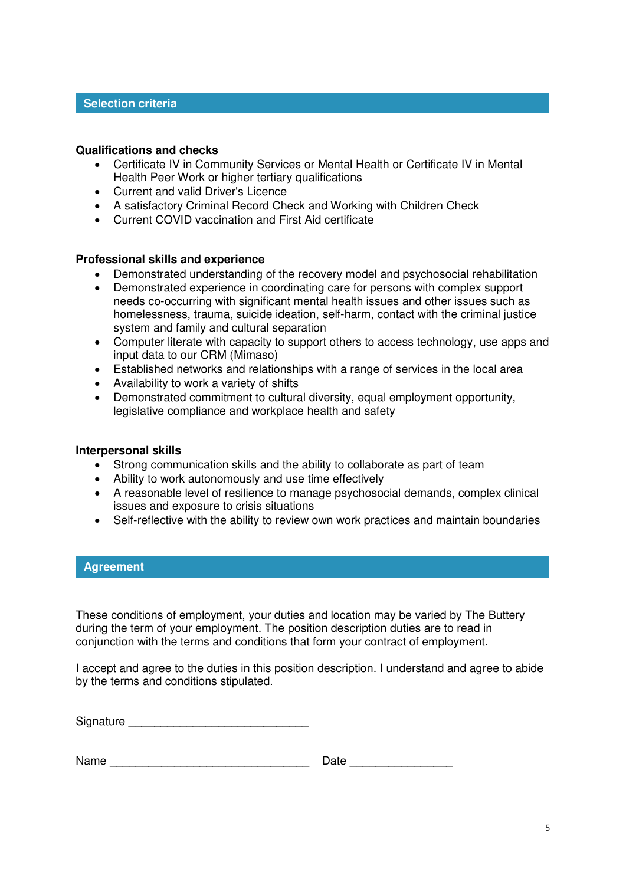## Selection criteria

### Qualifications and checks

- Certificate IV in Community Services or Mental Health or Certificate IV in Mental Health Peer Work or higher tertiary qualifications
- Current and valid Driver's Licence
- A satisfactory Criminal Record Check and Working with Children Check
- Current COVID vaccination and First Aid certificate

### Professional skills and experience

- Demonstrated understanding of the recovery model and psychosocial rehabilitation
- Demonstrated experience in coordinating care for persons with complex support needs co-occurring with significant mental health issues and other issues such as homelessness, trauma, suicide ideation, self-harm, contact with the criminal justice system and family and cultural separation
- Computer literate with capacity to support others to access technology, use apps and input data to our CRM (Mimaso)
- Established networks and relationships with a range of services in the local area
- Availability to work a variety of shifts
- Demonstrated commitment to cultural diversity, equal employment opportunity, legislative compliance and workplace health and safety

### Interpersonal skills

- Strong communication skills and the ability to collaborate as part of team
- Ability to work autonomously and use time effectively
- A reasonable level of resilience to manage psychosocial demands, complex clinical issues and exposure to crisis situations
- Self-reflective with the ability to review own work practices and maintain boundaries

## Agreement

These conditions of employment, your duties and location may be varied by The Buttery during the term of your employment. The position description duties are to read in conjunction with the terms and conditions that form your contract of employment.

I accept and agree to the duties in this position description. I understand and agree to abide by the terms and conditions stipulated.

Signature ____________________________

Name _______________________________ Date ________________